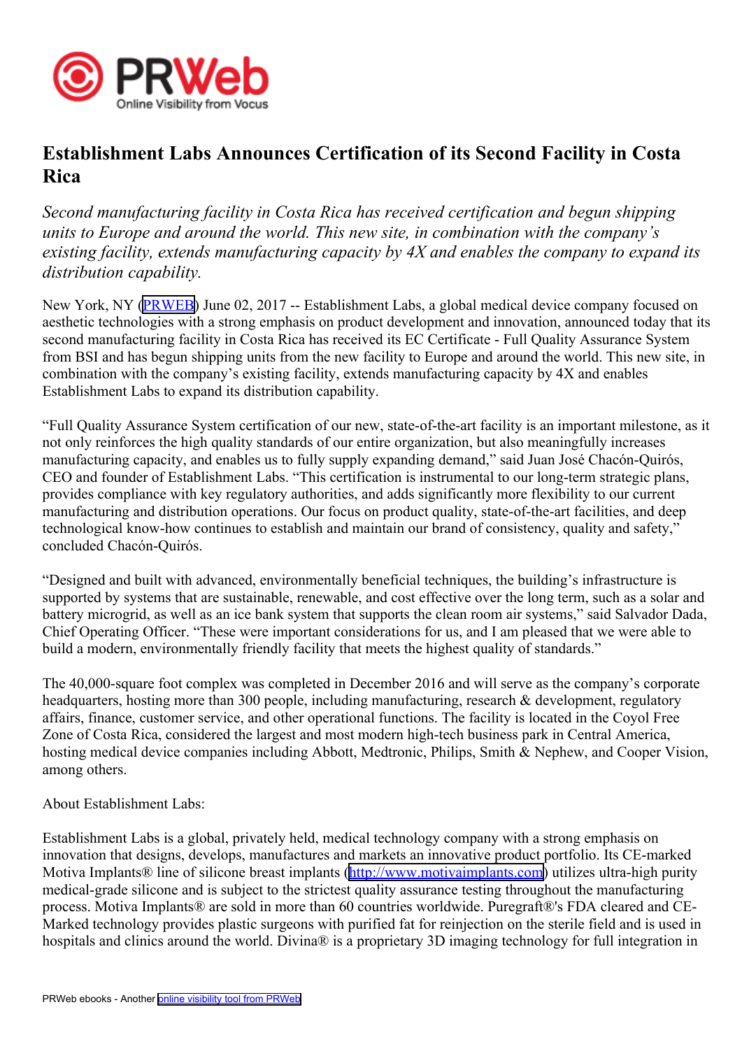# Establishment Labs Announces Certification of its Second Facility in Costa Rica

*Second manufacturing facility in Costa Rica has received certification and begun shipping units to Europe and around the world. This new site, in combination with the company's existing facility, extends manufacturing capacity by 4X and enables the company to expand its distribution capability.*

New York, NY (PRWEB) June 02, 2017 -- Establishment Labs, a global medical device company focused on aesthetic technologies with a strong emphasis on product development and innovation, announced today that its second manufacturing facility in Costa Rica has received its EC Certificate - Full Quality Assurance System from BSI and has begun shipping units from the new facility to Europe and around the world. This new site, in combination with the company's existing facility, extends manufacturing capacity by 4X and enables Establishment Labs to expand its distribution capability.

"Full Quality Assurance System certification of our new, state-of-the-art facility is an important milestone, as it not only reinforces the high quality standards of our entire organization, but also meaningfully increases manufacturing capacity, and enables us to fully supply expanding demand," said Juan José Chacón-Quirós, CEO and founder of Establishment Labs. "This certification is instrumental to our long-term strategic plans, provides compliance with key regulatory authorities, and adds significantly more flexibility to our current manufacturing and distribution operations. Our focus on product quality, state-of-the-art facilities, and deep technological know-how continues to establish and maintain our brand of consistency, quality and safety," concluded Chacón-Quirós.

"Designed and built with advanced, environmentally beneficial techniques, the building's infrastructure is supported by systems that are sustainable, renewable, and cost effective over the long term, such as a solar and battery microgrid, as well as an ice bank system that supports the clean room air systems," said Salvador Dada, Chief Operating Officer. "These were important considerations for us, and I am pleased that we were able to build a modern, environmentally friendly facility that meets the highest quality of standards."

The 40,000-square foot complex was completed in December 2016 and will serve as the company's corporate headquarters, hosting more than 300 people, including manufacturing, research & development, regulatory affairs, finance, customer service, and other operational functions. The facility is located in the Coyol Free Zone of Costa Rica, considered the largest and most modern high-tech business park in Central America, hosting medical device companies including Abbott, Medtronic, Philips, Smith & Nephew, and Cooper Vision, among others.

About Establishment Labs:

Establishment Labs is a global, privately held, medical technology company with a strong emphasis on innovation that designs, develops, manufactures and markets an innovative product portfolio. Its CE-marked Motiva Implants® line of silicone breast implants (http://www.motivaimplants.com) utilizes ultra-high purity medical-grade silicone and is subject to the strictest quality assurance testing throughout the manufacturing process. Motiva Implants® are sold in more than 60 countries worldwide. Puregraft®'s FDA cleared and CE-Marked technology provides plastic surgeons with purified fat for reinjection on the sterile field and is used in hospitals and clinics around the world. Divina® is a proprietary 3D imaging technology for full integration in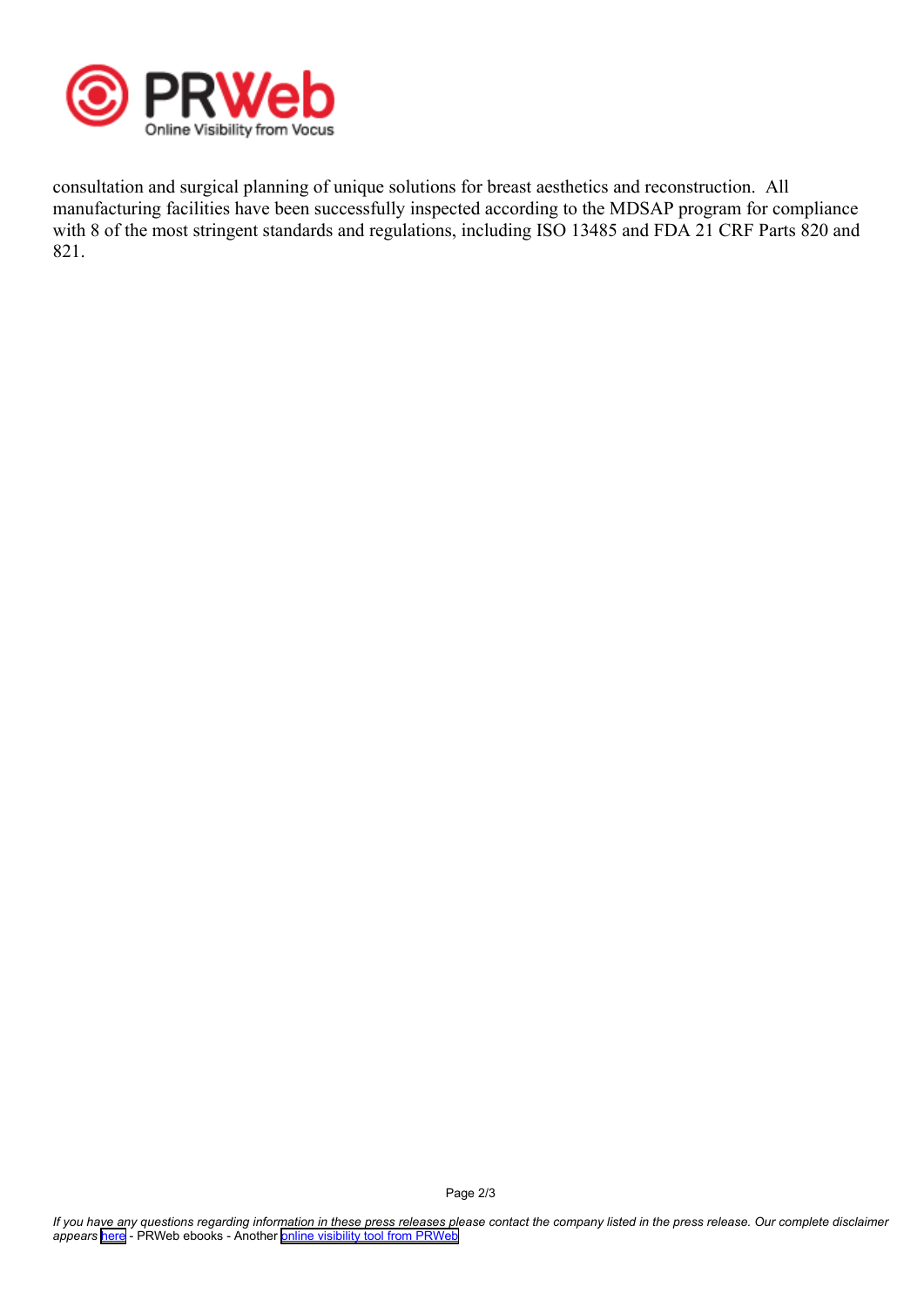consultation and surgical planning of unique solutions for breast aesthetics and reconstruction. All manufacturing facilities have been successfully inspected according to the MDSAP program for compliance with 8 of the most stringent standards and regulations, including ISO 13485 and FDA 21 CRF Parts 820 and 821.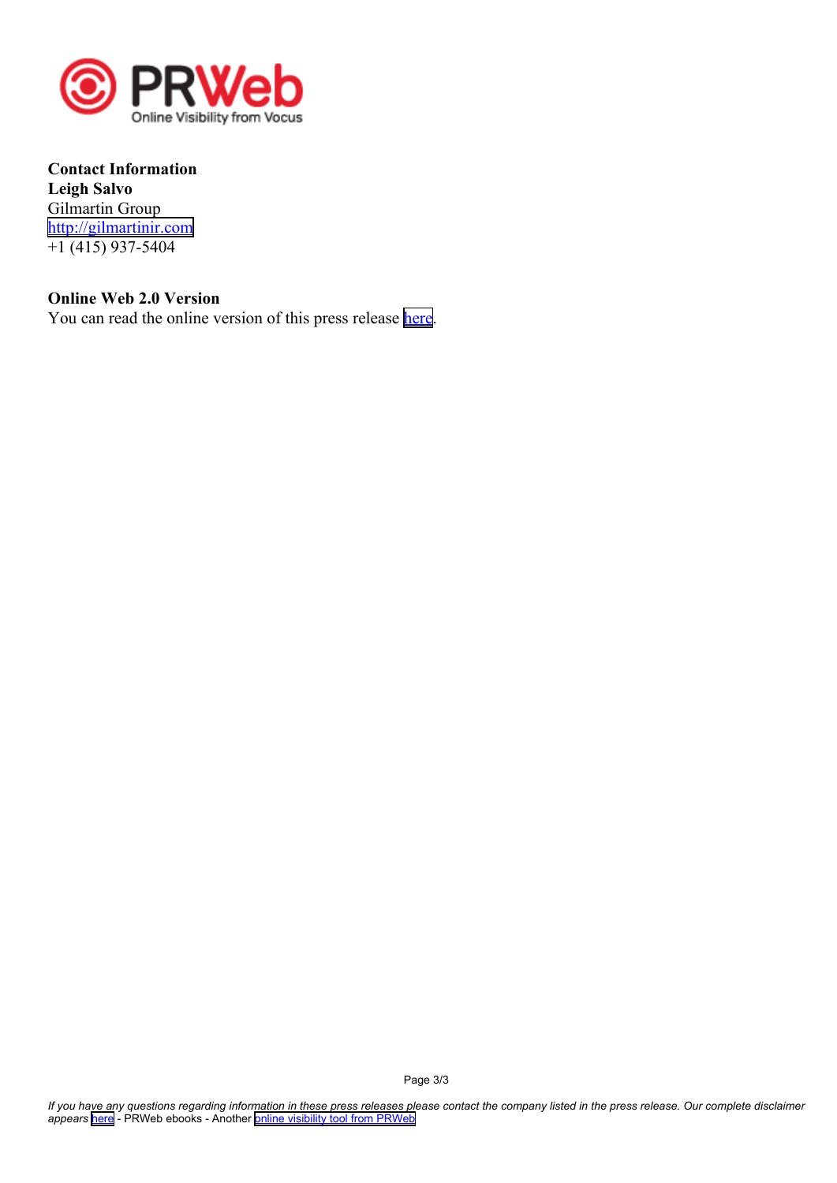**Contact Information**
**Leigh Salvo**
Gilmartin Group
http://gilmartinir.com
+1 (415) 937-5404

**Online Web 2.0 Version**
You can read the online version of this press release here.

*If you have any questions regarding information in these press releases please contact the company listed in the press release. Our complete disclaimer appears* here - PRWeb ebooks - Another online visibility tool from PRWeb